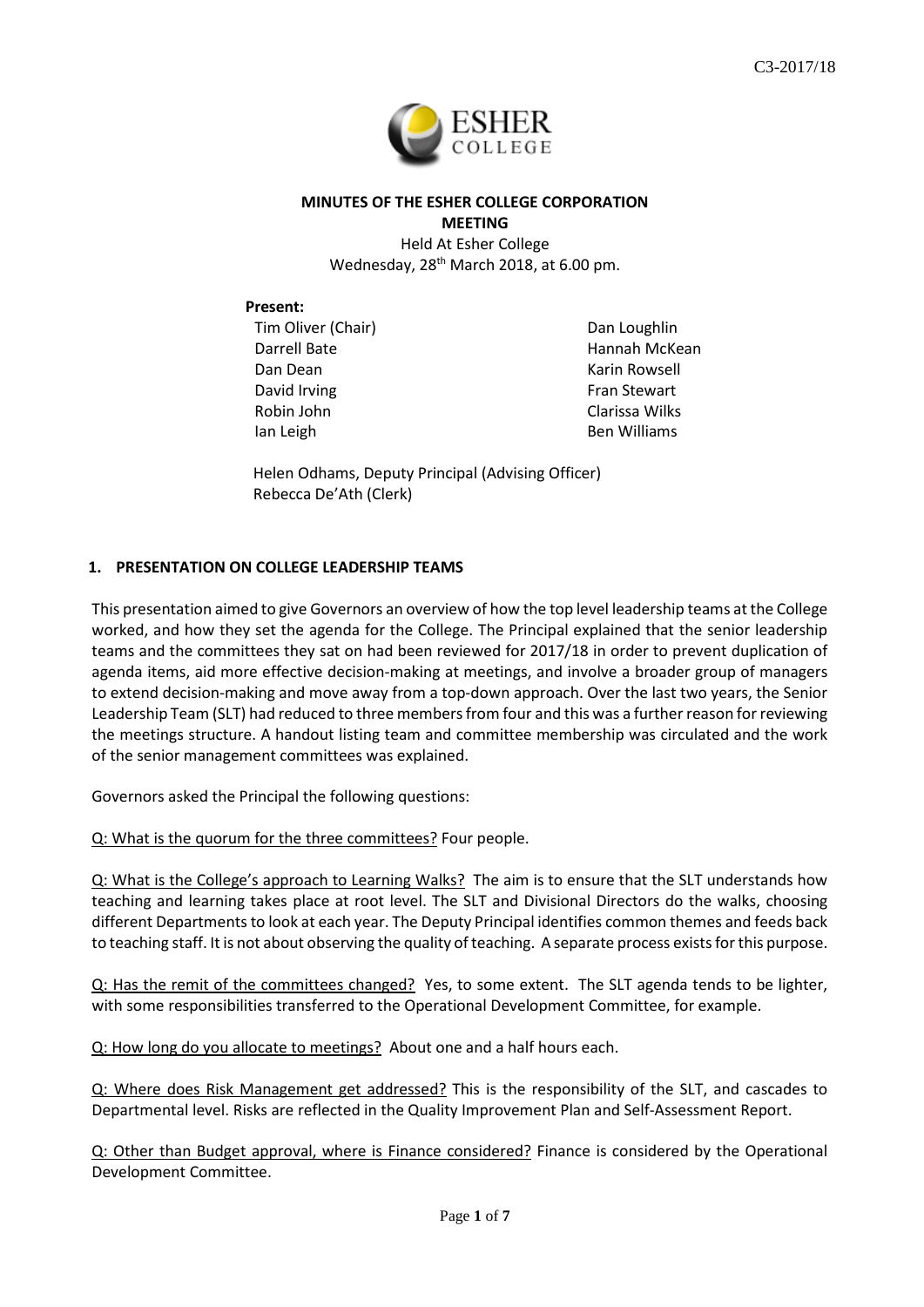C3-2017/18

**MINUTES OF THE ESHER COLLEGE CORPORATION MEETING**

Held At Esher College
Wednesday, 28th March 2018, at 6.00 pm.

**Present:**

Tim Oliver (Chair)
Darrell Bate
Dan Dean
David Irving
Robin John
Ian Leigh
Dan Loughlin
Hannah McKean
Karin Rowsell
Fran Stewart
Clarissa Wilks
Ben Williams

Helen Odhams, Deputy Principal (Advising Officer)
Rebecca De'Ath (Clerk)

## 1. PRESENTATION ON COLLEGE LEADERSHIP TEAMS

This presentation aimed to give Governors an overview of how the top level leadership teams at the College worked, and how they set the agenda for the College. The Principal explained that the senior leadership teams and the committees they sat on had been reviewed for 2017/18 in order to prevent duplication of agenda items, aid more effective decision-making at meetings, and involve a broader group of managers to extend decision-making and move away from a top-down approach. Over the last two years, the Senior Leadership Team (SLT) had reduced to three members from four and this was a further reason for reviewing the meetings structure. A handout listing team and committee membership was circulated and the work of the senior management committees was explained.

Governors asked the Principal the following questions:

Q: What is the quorum for the three committees? Four people.

Q: What is the College's approach to Learning Walks? The aim is to ensure that the SLT understands how teaching and learning takes place at root level. The SLT and Divisional Directors do the walks, choosing different Departments to look at each year. The Deputy Principal identifies common themes and feeds back to teaching staff. It is not about observing the quality of teaching. A separate process exists for this purpose.

Q: Has the remit of the committees changed? Yes, to some extent. The SLT agenda tends to be lighter, with some responsibilities transferred to the Operational Development Committee, for example.

Q: How long do you allocate to meetings? About one and a half hours each.

Q: Where does Risk Management get addressed? This is the responsibility of the SLT, and cascades to Departmental level. Risks are reflected in the Quality Improvement Plan and Self-Assessment Report.

Q: Other than Budget approval, where is Finance considered? Finance is considered by the Operational Development Committee.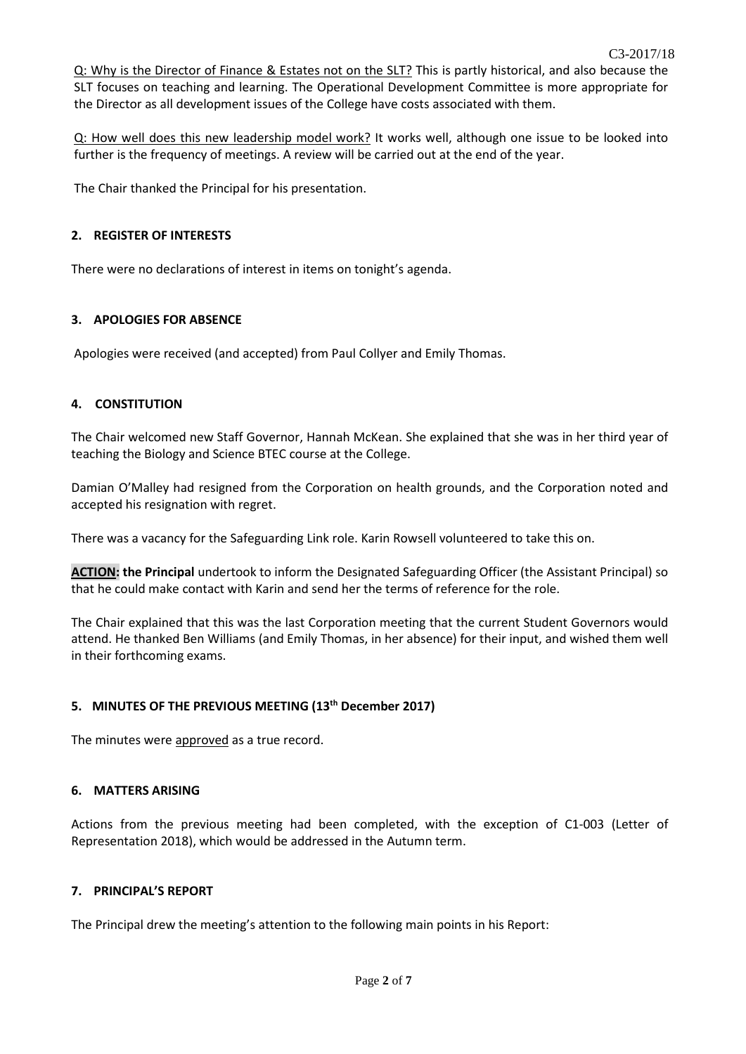Q: Why is the Director of Finance & Estates not on the SLT? This is partly historical, and also because the SLT focuses on teaching and learning. The Operational Development Committee is more appropriate for the Director as all development issues of the College have costs associated with them.

Q: How well does this new leadership model work? It works well, although one issue to be looked into further is the frequency of meetings. A review will be carried out at the end of the year.

The Chair thanked the Principal for his presentation.

## 2. REGISTER OF INTERESTS

There were no declarations of interest in items on tonight's agenda.

## 3. APOLOGIES FOR ABSENCE

Apologies were received (and accepted) from Paul Collyer and Emily Thomas.

## 4. CONSTITUTION

The Chair welcomed new Staff Governor, Hannah McKean. She explained that she was in her third year of teaching the Biology and Science BTEC course at the College.

Damian O'Malley had resigned from the Corporation on health grounds, and the Corporation noted and accepted his resignation with regret.

There was a vacancy for the Safeguarding Link role. Karin Rowsell volunteered to take this on.

**ACTION: the Principal** undertook to inform the Designated Safeguarding Officer (the Assistant Principal) so that he could make contact with Karin and send her the terms of reference for the role.

The Chair explained that this was the last Corporation meeting that the current Student Governors would attend. He thanked Ben Williams (and Emily Thomas, in her absence) for their input, and wished them well in their forthcoming exams.

## 5. MINUTES OF THE PREVIOUS MEETING (13th December 2017)

The minutes were approved as a true record.

## 6. MATTERS ARISING

Actions from the previous meeting had been completed, with the exception of C1-003 (Letter of Representation 2018), which would be addressed in the Autumn term.

## 7. PRINCIPAL'S REPORT

The Principal drew the meeting's attention to the following main points in his Report: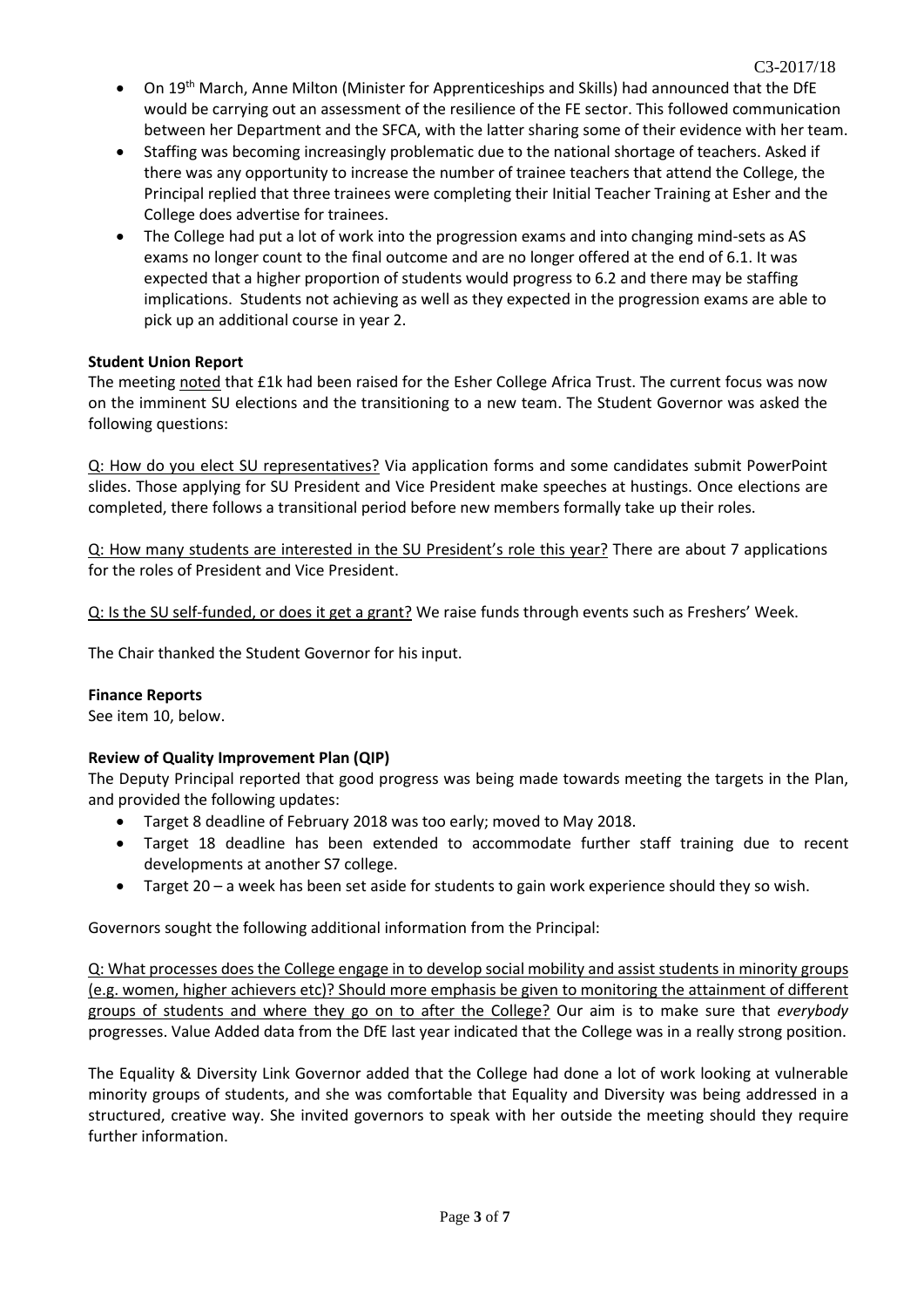- On 19th March, Anne Milton (Minister for Apprenticeships and Skills) had announced that the DfE would be carrying out an assessment of the resilience of the FE sector. This followed communication between her Department and the SFCA, with the latter sharing some of their evidence with her team.
- Staffing was becoming increasingly problematic due to the national shortage of teachers. Asked if there was any opportunity to increase the number of trainee teachers that attend the College, the Principal replied that three trainees were completing their Initial Teacher Training at Esher and the College does advertise for trainees.
- The College had put a lot of work into the progression exams and into changing mind-sets as AS exams no longer count to the final outcome and are no longer offered at the end of 6.1. It was expected that a higher proportion of students would progress to 6.2 and there may be staffing implications. Students not achieving as well as they expected in the progression exams are able to pick up an additional course in year 2.

**Student Union Report**

The meeting noted that £1k had been raised for the Esher College Africa Trust. The current focus was now on the imminent SU elections and the transitioning to a new team. The Student Governor was asked the following questions:

Q: How do you elect SU representatives? Via application forms and some candidates submit PowerPoint slides. Those applying for SU President and Vice President make speeches at hustings. Once elections are completed, there follows a transitional period before new members formally take up their roles.

Q: How many students are interested in the SU President's role this year? There are about 7 applications for the roles of President and Vice President.

Q: Is the SU self-funded, or does it get a grant? We raise funds through events such as Freshers' Week.

The Chair thanked the Student Governor for his input.

**Finance Reports**

See item 10, below.

**Review of Quality Improvement Plan (QIP)**

The Deputy Principal reported that good progress was being made towards meeting the targets in the Plan, and provided the following updates:

- Target 8 deadline of February 2018 was too early; moved to May 2018.
- Target 18 deadline has been extended to accommodate further staff training due to recent developments at another S7 college.
- Target 20 – a week has been set aside for students to gain work experience should they so wish.

Governors sought the following additional information from the Principal:

Q: What processes does the College engage in to develop social mobility and assist students in minority groups (e.g. women, higher achievers etc)? Should more emphasis be given to monitoring the attainment of different groups of students and where they go on to after the College? Our aim is to make sure that *everybody* progresses. Value Added data from the DfE last year indicated that the College was in a really strong position.

The Equality & Diversity Link Governor added that the College had done a lot of work looking at vulnerable minority groups of students, and she was comfortable that Equality and Diversity was being addressed in a structured, creative way. She invited governors to speak with her outside the meeting should they require further information.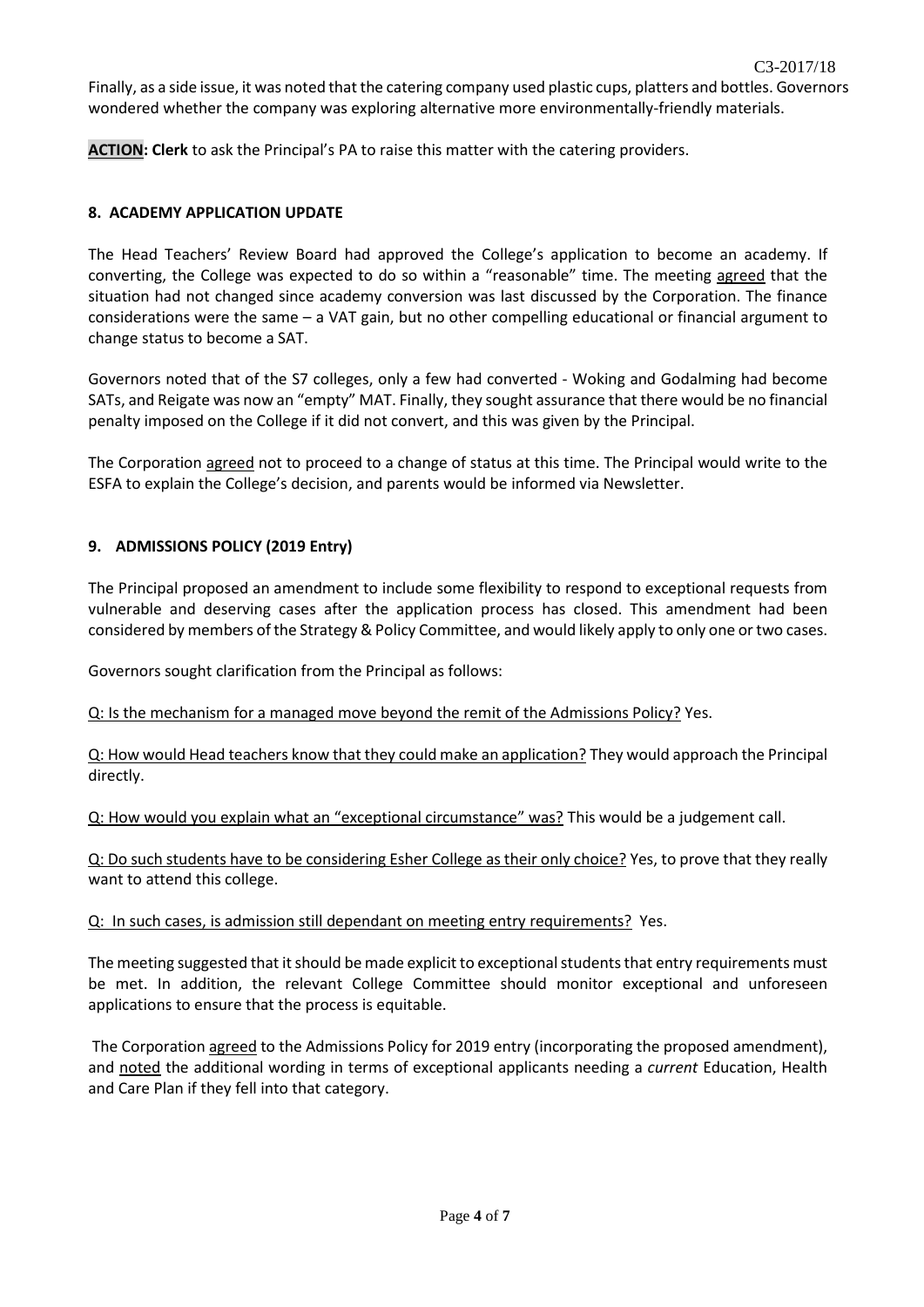Finally, as a side issue, it was noted that the catering company used plastic cups, platters and bottles. Governors wondered whether the company was exploring alternative more environmentally-friendly materials.

**ACTION: Clerk** to ask the Principal's PA to raise this matter with the catering providers.

### 8. ACADEMY APPLICATION UPDATE

The Head Teachers' Review Board had approved the College's application to become an academy. If converting, the College was expected to do so within a "reasonable" time. The meeting agreed that the situation had not changed since academy conversion was last discussed by the Corporation. The finance considerations were the same – a VAT gain, but no other compelling educational or financial argument to change status to become a SAT.

Governors noted that of the S7 colleges, only a few had converted - Woking and Godalming had become SATs, and Reigate was now an "empty" MAT. Finally, they sought assurance that there would be no financial penalty imposed on the College if it did not convert, and this was given by the Principal.

The Corporation agreed not to proceed to a change of status at this time. The Principal would write to the ESFA to explain the College's decision, and parents would be informed via Newsletter.

### 9. ADMISSIONS POLICY (2019 Entry)

The Principal proposed an amendment to include some flexibility to respond to exceptional requests from vulnerable and deserving cases after the application process has closed. This amendment had been considered by members of the Strategy & Policy Committee, and would likely apply to only one or two cases.

Governors sought clarification from the Principal as follows:

Q: Is the mechanism for a managed move beyond the remit of the Admissions Policy? Yes.

Q: How would Head teachers know that they could make an application? They would approach the Principal directly.

Q: How would you explain what an "exceptional circumstance" was? This would be a judgement call.

Q: Do such students have to be considering Esher College as their only choice? Yes, to prove that they really want to attend this college.

Q: In such cases, is admission still dependant on meeting entry requirements? Yes.

The meeting suggested that it should be made explicit to exceptional students that entry requirements must be met. In addition, the relevant College Committee should monitor exceptional and unforeseen applications to ensure that the process is equitable.

The Corporation agreed to the Admissions Policy for 2019 entry (incorporating the proposed amendment), and noted the additional wording in terms of exceptional applicants needing a *current* Education, Health and Care Plan if they fell into that category.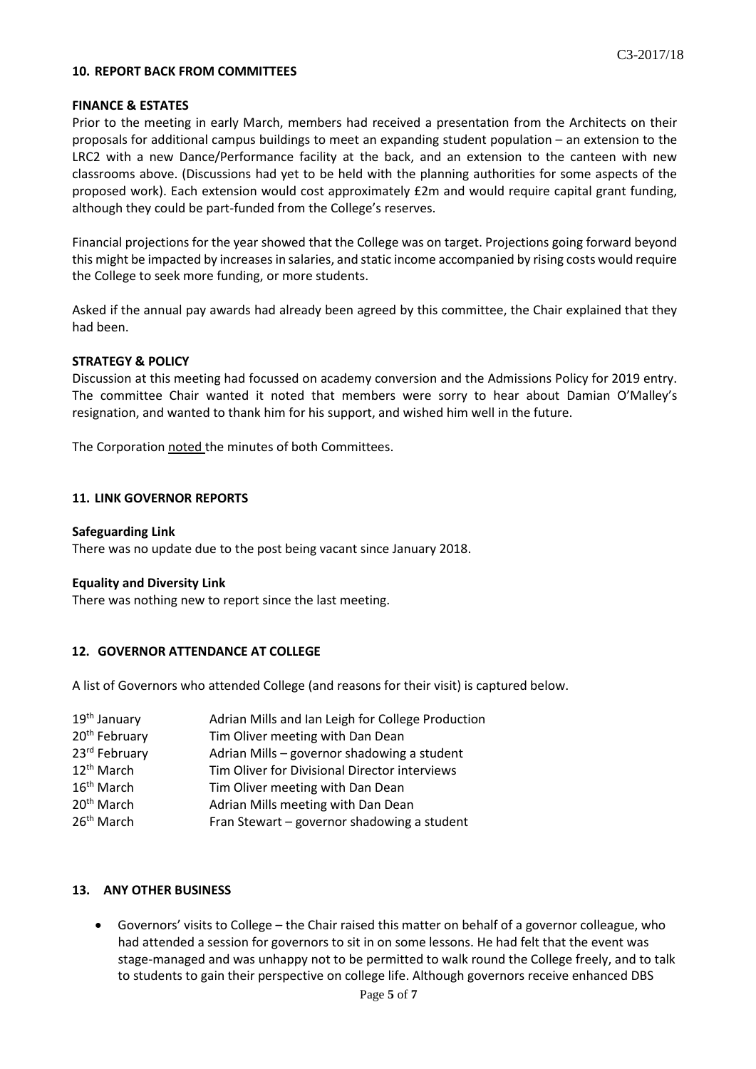## 10. REPORT BACK FROM COMMITTEES

### FINANCE & ESTATES

Prior to the meeting in early March, members had received a presentation from the Architects on their proposals for additional campus buildings to meet an expanding student population – an extension to the LRC2 with a new Dance/Performance facility at the back, and an extension to the canteen with new classrooms above. (Discussions had yet to be held with the planning authorities for some aspects of the proposed work). Each extension would cost approximately £2m and would require capital grant funding, although they could be part-funded from the College's reserves.

Financial projections for the year showed that the College was on target. Projections going forward beyond this might be impacted by increases in salaries, and static income accompanied by rising costs would require the College to seek more funding, or more students.

Asked if the annual pay awards had already been agreed by this committee, the Chair explained that they had been.

### STRATEGY & POLICY

Discussion at this meeting had focussed on academy conversion and the Admissions Policy for 2019 entry. The committee Chair wanted it noted that members were sorry to hear about Damian O'Malley's resignation, and wanted to thank him for his support, and wished him well in the future.

The Corporation noted the minutes of both Committees.

## 11. LINK GOVERNOR REPORTS

**Safeguarding Link**
There was no update due to the post being vacant since January 2018.

**Equality and Diversity Link**
There was nothing new to report since the last meeting.

## 12. GOVERNOR ATTENDANCE AT COLLEGE

A list of Governors who attended College (and reasons for their visit) is captured below.

| | |
|---|---|
| 19th January | Adrian Mills and Ian Leigh for College Production |
| 20th February | Tim Oliver meeting with Dan Dean |
| 23rd February | Adrian Mills – governor shadowing a student |
| 12th March | Tim Oliver for Divisional Director interviews |
| 16th March | Tim Oliver meeting with Dan Dean |
| 20th March | Adrian Mills meeting with Dan Dean |
| 26th March | Fran Stewart – governor shadowing a student |

## 13. ANY OTHER BUSINESS

- Governors' visits to College – the Chair raised this matter on behalf of a governor colleague, who had attended a session for governors to sit in on some lessons. He had felt that the event was stage-managed and was unhappy not to be permitted to walk round the College freely, and to talk to students to gain their perspective on college life. Although governors receive enhanced DBS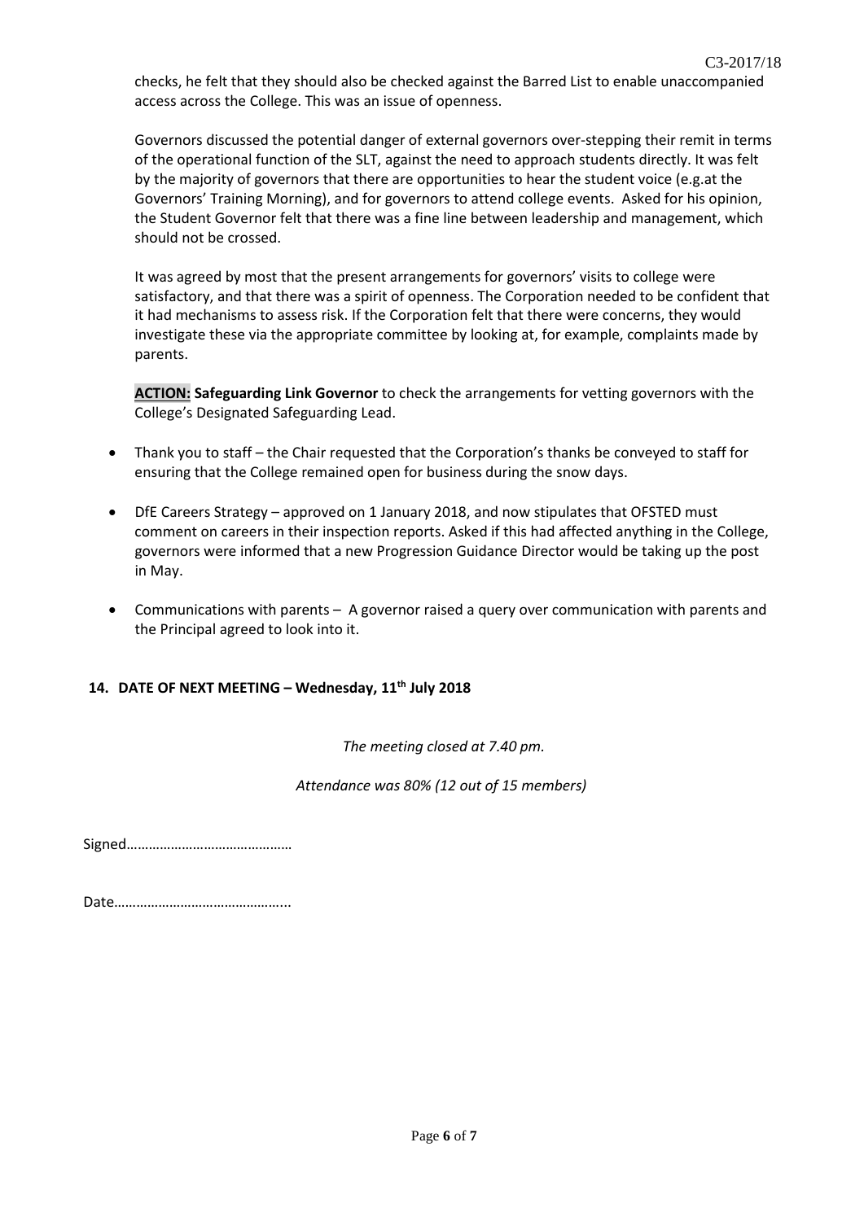checks, he felt that they should also be checked against the Barred List to enable unaccompanied access across the College. This was an issue of openness.

Governors discussed the potential danger of external governors over-stepping their remit in terms of the operational function of the SLT, against the need to approach students directly. It was felt by the majority of governors that there are opportunities to hear the student voice (e.g.at the Governors' Training Morning), and for governors to attend college events. Asked for his opinion, the Student Governor felt that there was a fine line between leadership and management, which should not be crossed.

It was agreed by most that the present arrangements for governors' visits to college were satisfactory, and that there was a spirit of openness. The Corporation needed to be confident that it had mechanisms to assess risk. If the Corporation felt that there were concerns, they would investigate these via the appropriate committee by looking at, for example, complaints made by parents.

**ACTION: Safeguarding Link Governor** to check the arrangements for vetting governors with the College's Designated Safeguarding Lead.

- Thank you to staff – the Chair requested that the Corporation's thanks be conveyed to staff for ensuring that the College remained open for business during the snow days.
- DfE Careers Strategy – approved on 1 January 2018, and now stipulates that OFSTED must comment on careers in their inspection reports. Asked if this had affected anything in the College, governors were informed that a new Progression Guidance Director would be taking up the post in May.
- Communications with parents – A governor raised a query over communication with parents and the Principal agreed to look into it.

## 14. DATE OF NEXT MEETING – Wednesday, 11th July 2018

*The meeting closed at 7.40 pm.*

*Attendance was 80% (12 out of 15 members)*

Signed……………………………………

Date……………………………………..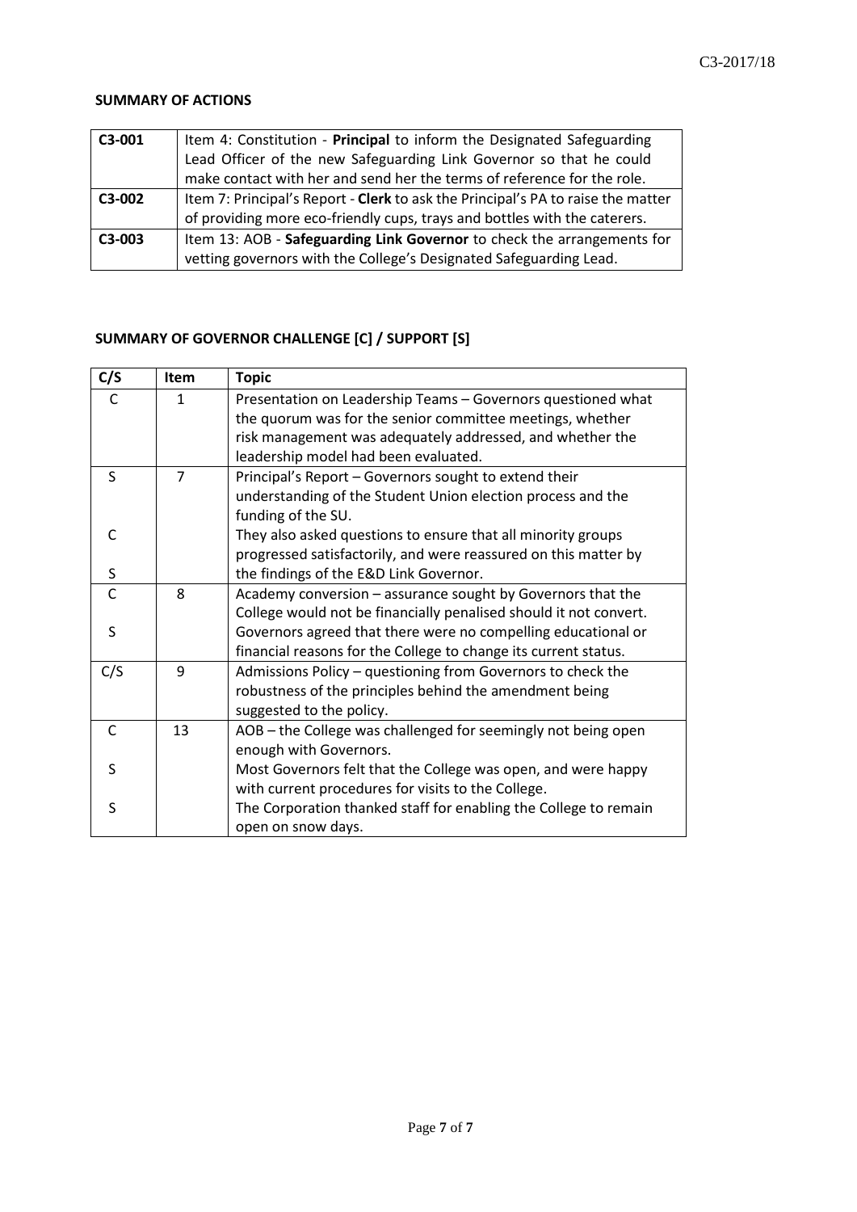## SUMMARY OF ACTIONS

| | |
|---|---|
| **C3-001** | Item 4: Constitution - **Principal** to inform the Designated Safeguarding Lead Officer of the new Safeguarding Link Governor so that he could make contact with her and send her the terms of reference for the role. |
| **C3-002** | Item 7: Principal's Report - **Clerk** to ask the Principal's PA to raise the matter of providing more eco-friendly cups, trays and bottles with the caterers. |
| **C3-003** | Item 13: AOB - **Safeguarding Link Governor** to check the arrangements for vetting governors with the College's Designated Safeguarding Lead. |

## SUMMARY OF GOVERNOR CHALLENGE [C] / SUPPORT [S]

| C/S | Item | Topic |
|---|---|---|
| C | 1 | Presentation on Leadership Teams – Governors questioned what the quorum was for the senior committee meetings, whether risk management was adequately addressed, and whether the leadership model had been evaluated. |
| S<br><br>C<br><br>S | 7 | Principal's Report – Governors sought to extend their understanding of the Student Union election process and the funding of the SU.<br>They also asked questions to ensure that all minority groups progressed satisfactorily, and were reassured on this matter by the findings of the E&D Link Governor. |
| C<br><br>S | 8 | Academy conversion – assurance sought by Governors that the College would not be financially penalised should it not convert.<br>Governors agreed that there were no compelling educational or financial reasons for the College to change its current status. |
| C/S | 9 | Admissions Policy – questioning from Governors to check the robustness of the principles behind the amendment being suggested to the policy. |
| C<br><br>S<br><br>S | 13 | AOB – the College was challenged for seemingly not being open enough with Governors.<br>Most Governors felt that the College was open, and were happy with current procedures for visits to the College.<br>The Corporation thanked staff for enabling the College to remain open on snow days. |